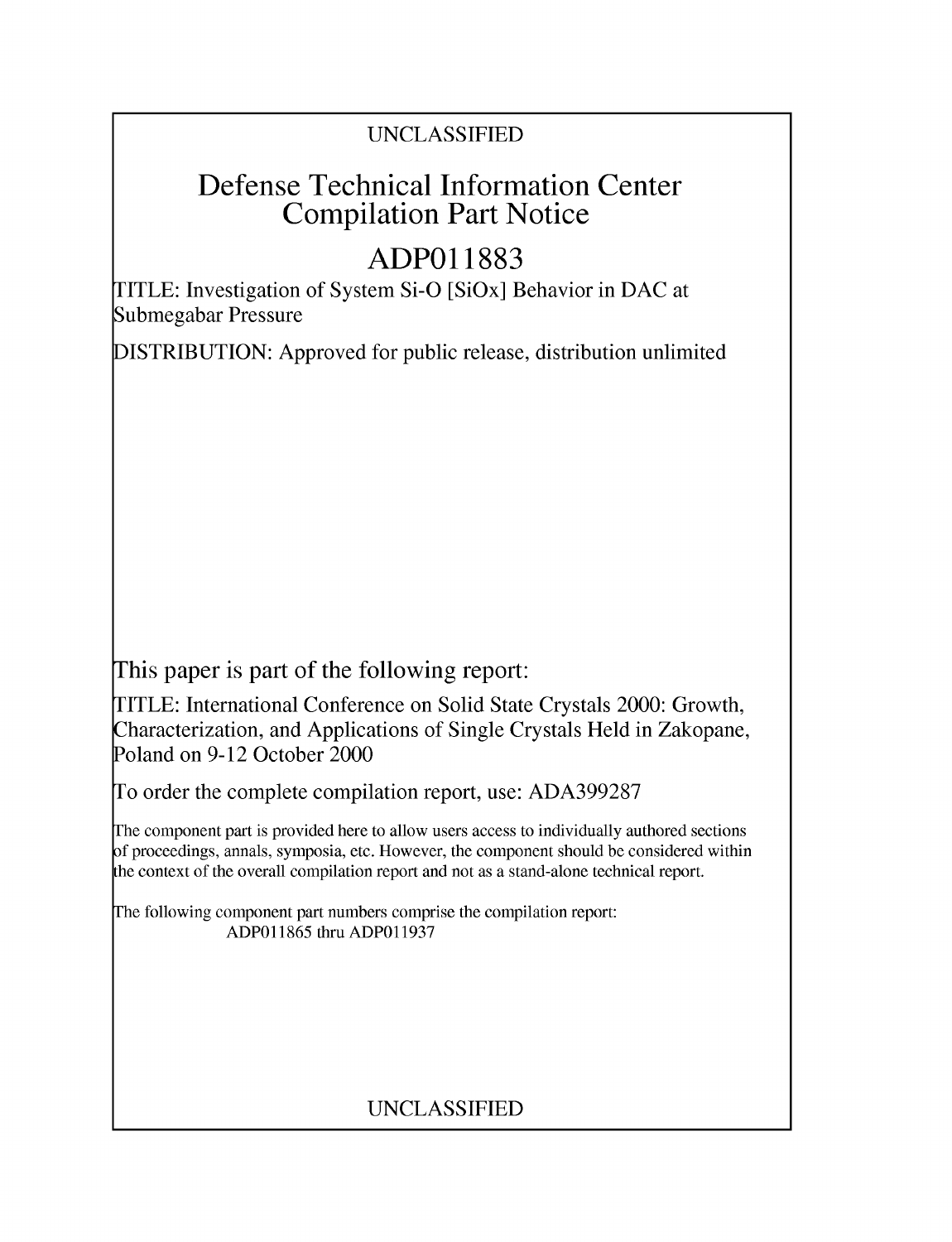UNCLASSIFIED

# Defense Technical Information Center Compilation Part Notice

# ADP011883

TITLE: Investigation of System Si-O [SiOx] Behavior in DAC at Submegabar Pressure

DISTRIBUTION: Approved for public release, distribution unlimited

This paper is part of the following report:

TITLE: International Conference on Solid State Crystals 2000: Growth, Characterization, and Applications of Single Crystals Held in Zakopane, Poland on 9-12 October 2000

To order the complete compilation report, use: ADA399287

The component part is provided here to allow users access to individually authored sections of proceedings, annals, symposia, etc. However, the component should be considered within the context of the overall compilation report and not as a stand-alone technical report.

The following component part numbers comprise the compilation report:
ADP011865 thru ADP011937

UNCLASSIFIED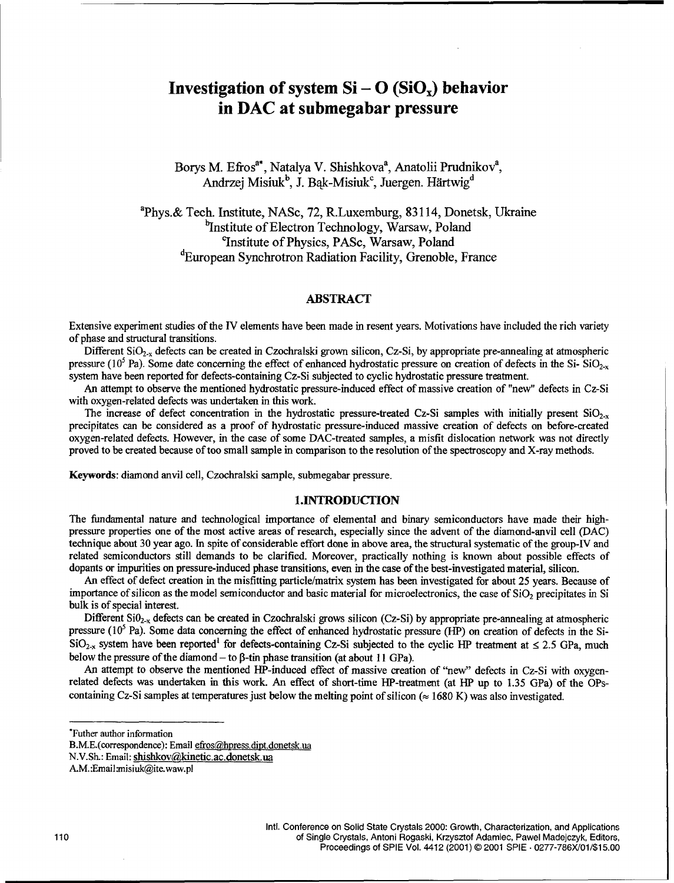# Investigation of system Si – O ($SiO_x$) behavior in DAC at submegabar pressure

Borys M. Efros[a*], Natalya V. Shishkova[a], Anatolii Prudnikov[a], Andrzej Misiuk[b], J. Bąk-Misiuk[c], Juergen. Härtwig[d]

[a]Phys.& Tech. Institute, NASc, 72, R.Luxemburg, 83114, Donetsk, Ukraine
[b]Institute of Electron Technology, Warsaw, Poland
[c]Institute of Physics, PASc, Warsaw, Poland
[d]European Synchrotron Radiation Facility, Grenoble, France

## ABSTRACT

Extensive experiment studies of the IV elements have been made in resent years. Motivations have included the rich variety of phase and structural transitions.

Different $SiO_{2-x}$ defects can be created in Czochralski grown silicon, Cz-Si, by appropriate pre-annealing at atmospheric pressure ($10^5$ Pa). Some date concerning the effect of enhanced hydrostatic pressure on creation of defects in the Si- $SiO_{2-x}$ system have been reported for defects-containing Cz-Si subjected to cyclic hydrostatic pressure treatment.

An attempt to observe the mentioned hydrostatic pressure-induced effect of massive creation of "new" defects in Cz-Si with oxygen-related defects was undertaken in this work.

The increase of defect concentration in the hydrostatic pressure-treated Cz-Si samples with initially present $SiO_{2-x}$ precipitates can be considered as a proof of hydrostatic pressure-induced massive creation of defects on before-created oxygen-related defects. However, in the case of some DAC-treated samples, a misfit dislocation network was not directly proved to be created because of too small sample in comparison to the resolution of the spectroscopy and X-ray methods.

**Keywords:** diamond anvil cell, Czochralski sample, submegabar pressure.

## 1.INTRODUCTION

The fundamental nature and technological importance of elemental and binary semiconductors have made their high-pressure properties one of the most active areas of research, especially since the advent of the diamond-anvil cell (DAC) technique about 30 year ago. In spite of considerable effort done in above area, the structural systematic of the group-IV and related semiconductors still demands to be clarified. Moreover, practically nothing is known about possible effects of dopants or impurities on pressure-induced phase transitions, even in the case of the best-investigated material, silicon.

An effect of defect creation in the misfitting particle/matrix system has been investigated for about 25 years. Because of importance of silicon as the model semiconductor and basic material for microelectronics, the case of $SiO_2$ precipitates in Si bulk is of special interest.

Different $Si0_{2-x}$ defects can be created in Czochralski grows silicon (Cz-Si) by appropriate pre-annealing at atmospheric pressure ($10^5$ Pa). Some data concerning the effect of enhanced hydrostatic pressure (HP) on creation of defects in the Si-$SiO_{2-x}$ system have been reported[1] for defects-containing Cz-Si subjected to the cyclic HP treatment at ≤ 2.5 GPa, much below the pressure of the diamond – to β-tin phase transition (at about 11 GPa).

An attempt to observe the mentioned HP-induced effect of massive creation of "new" defects in Cz-Si with oxygen-related defects was undertaken in this work. An effect of short-time HP-treatment (at HP up to 1.35 GPa) of the OPs-containing Cz-Si samples at temperatures just below the melting point of silicon (≈ 1680 K) was also investigated.

---

*Futher author information
B.M.E.(correspondence): Email efros@hpress.dipt.donetsk.ua
N.V.Sh.: Email: shishkov@kinetic.ac.donetsk.ua
A.M.:Email:misiuk@ite.waw.pl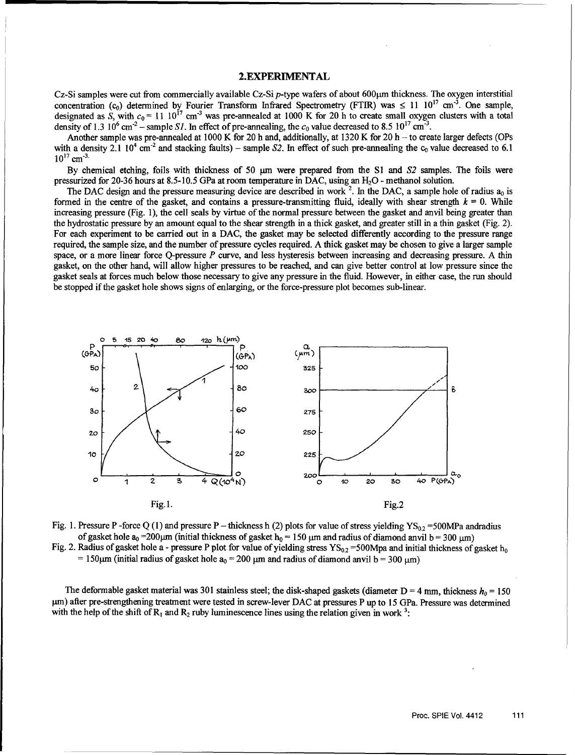## 2.EXPERIMENTAL

Cz-Si samples were cut from commercially available Cz-Si *p*-type wafers of about 600μm thickness. The oxygen interstitial concentration ($c_0$) determined by Fourier Transform Infrared Spectrometry (FTIR) was ≤ 11 $10^{17}$ cm$^{-3}$. One sample, designated as *S*, with $c_0$ = 11 $10^{17}$ cm$^{-3}$ was pre-annealed at 1000 K for 20 h to create small oxygen clusters with a total density of 1.3 $10^6$ cm$^{-2}$ – sample *S1*. In effect of pre-annealing, the $c_0$ value decreased to 8.5 $10^{17}$ cm$^{-3}$.

Another sample was pre-annealed at 1000 K for 20 h and, additionally, at 1320 K for 20 h – to create larger defects (OPs with a density 2.1 $10^4$ cm$^{-2}$ and stacking faults) – sample *S2*. In effect of such pre-annealing the $c_0$ value decreased to 6.1 $10^{17}$ cm$^{-3}$.

By chemical etching, foils with thickness of 50 μm were prepared from the S1 and *S2* samples. The foils were pressurized for 20-36 hours at 8.5-10.5 GPa at room temperature in DAC, using an $H_2O$ - methanol solution.

The DAC design and the pressure measuring device are described in work [2]. In the DAC, a sample hole of radius $a_0$ is formed in the centre of the gasket, and contains a pressure-transmitting fluid, ideally with shear strength $k$ = 0. While increasing pressure (Fig. 1), the cell seals by virtue of the normal pressure between the gasket and anvil being greater than the hydrostatic pressure by an amount equal to the shear strength in a thick gasket, and greater still in a thin gasket (Fig. 2). For each experiment to be carried out in a DAC, the gasket may be selected differently according to the pressure range required, the sample size, and the number of pressure cycles required. A thick gasket may be chosen to give a larger sample space, or a more linear force Q-pressure *P* curve, and less hysteresis between increasing and decreasing pressure. A thin gasket, on the other hand, will allow higher pressures to be reached, and can give better control at low pressure since the gasket seals at forces much below those necessary to give any pressure in the fluid. However, in either case, the run should be stopped if the gasket hole shows signs of enlarging, or the force-pressure plot becomes sub-linear.

Fig. 1.

Fig.2

Fig. 1. Pressure P -force Q (1) and pressure P – thickness h (2) plots for value of stress yielding $YS_{0.2}$ =500MPa andradius of gasket hole $a_0$ =200μm (initial thickness of gasket $h_0$ = 150 μm and radius of diamond anvil b = 300 μm)

Fig. 2. Radius of gasket hole a - pressure P plot for value of yielding stress $YS_{0.2}$ =500Mpa and initial thickness of gasket $h_0$ = 150μm (initial radius of gasket hole $a_0$ = 200 μm and radius of diamond anvil b = 300 μm)

The deformable gasket material was 301 stainless steel; the disk-shaped gaskets (diameter D = 4 mm, thickness $h_0$ = 150 μm) after pre-strengthening treatment were tested in screw-lever DAC at pressures P up to 15 GPa. Pressure was determined with the help of the shift of $R_1$ and $R_2$ ruby luminescence lines using the relation given in work [3]: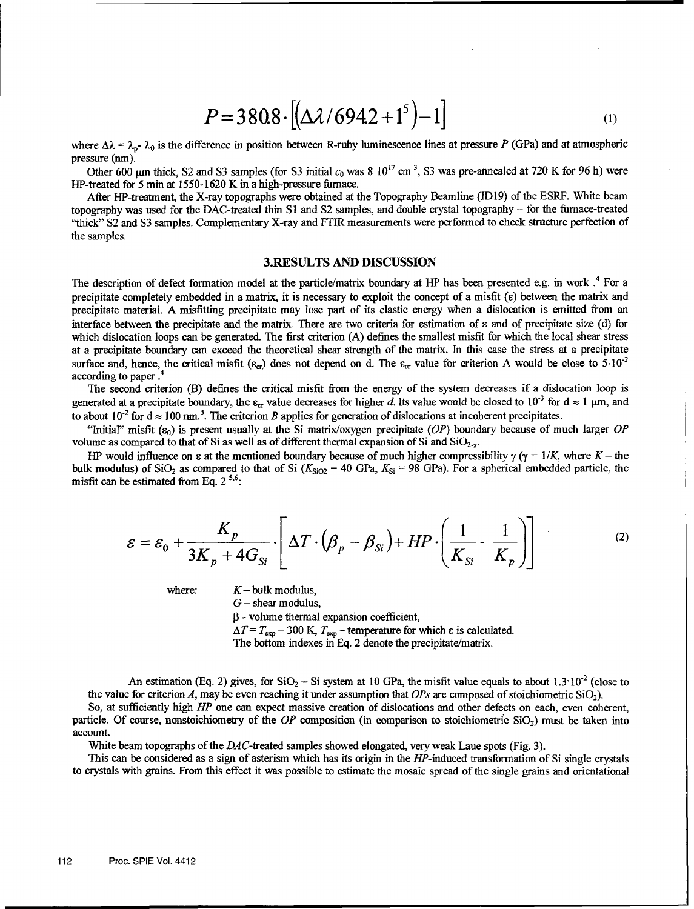$$P = 380.8 \cdot \left[\left(\Delta\lambda / 6942 + 1^{5}\right) - 1\right] \tag{1}$$

where $\Delta\lambda = \lambda_p - \lambda_0$ is the difference in position between R-ruby luminescence lines at pressure $P$ (GPa) and at atmospheric pressure (nm).

Other 600 μm thick, S2 and S3 samples (for S3 initial $c_0$ was 8 $10^{17}$ $cm^{-3}$, S3 was pre-annealed at 720 K for 96 h) were HP-treated for 5 min at 1550-1620 K in a high-pressure furnace.

After HP-treatment, the X-ray topographs were obtained at the Topography Beamline (ID19) of the ESRF. White beam topography was used for the DAC-treated thin S1 and S2 samples, and double crystal topography – for the furnace-treated "thick" S2 and S3 samples. Complementary X-ray and FTIR measurements were performed to check structure perfection of the samples.

## 3. RESULTS AND DISCUSSION

The description of defect formation model at the particle/matrix boundary at HP has been presented e.g. in work .[4] For a precipitate completely embedded in a matrix, it is necessary to exploit the concept of a misfit ($\varepsilon$) between the matrix and precipitate material. A misfitting precipitate may lose part of its elastic energy when a dislocation is emitted from an interface between the precipitate and the matrix. There are two criteria for estimation of $\varepsilon$ and of precipitate size (d) for which dislocation loops can be generated. The first criterion (A) defines the smallest misfit for which the local shear stress at a precipitate boundary can exceed the theoretical shear strength of the matrix. In this case the stress at a precipitate surface and, hence, the critical misfit ($\varepsilon_{cr}$) does not depend on d. The $\varepsilon_{cr}$ value for criterion A would be close to $5 \cdot 10^{-2}$ according to paper .[4]

The second criterion (B) defines the critical misfit from the energy of the system decreases if a dislocation loop is generated at a precipitate boundary, the $\varepsilon_{cr}$ value decreases for higher $d$. Its value would be closed to $10^{-3}$ for d ≈ 1 μm, and to about $10^{-2}$ for d ≈ 100 nm.[5]. The criterion *B* applies for generation of dislocations at incoherent precipitates.

"Initial" misfit ($\varepsilon_0$) is present usually at the Si matrix/oxygen precipitate (*OP*) boundary because of much larger *OP* volume as compared to that of Si as well as of different thermal expansion of Si and $SiO_{2-x}$.

HP would influence on $\varepsilon$ at the mentioned boundary because of much higher compressibility $\gamma$ ($\gamma = 1/K$, where $K$ – the bulk modulus) of $SiO_2$ as compared to that of Si ($K_{SiO2}$ = 40 GPa, $K_{Si}$ = 98 GPa). For a spherical embedded particle, the misfit can be estimated from Eq. 2 [5,6]:

$$\varepsilon = \varepsilon_0 + \frac{K_p}{3K_p + 4G_{Si}} \cdot \left[\Delta T \cdot \left(\beta_p - \beta_{Si}\right) + HP \cdot \left(\frac{1}{K_{Si}} - \frac{1}{K_p}\right)\right] \tag{2}$$

where:
$K$ – bulk modulus,
$G$ – shear modulus,
$\beta$ - volume thermal expansion coefficient,
$\Delta T = T_{exp} - 300$ K, $T_{exp}$ – temperature for which $\varepsilon$ is calculated.
The bottom indexes in Eq. 2 denote the precipitate/matrix.

An estimation (Eq. 2) gives, for $SiO_2$ – Si system at 10 GPa, the misfit value equals to about $1.3 \cdot 10^{-2}$ (close to the value for criterion *A*, may be even reaching it under assumption that *OPs* are composed of stoichiometric $SiO_2$).

So, at sufficiently high *HP* one can expect massive creation of dislocations and other defects on each, even coherent, particle. Of course, nonstoichiometry of the *OP* composition (in comparison to stoichiometric $SiO_2$) must be taken into account.

White beam topographs of the *DAC*-treated samples showed elongated, very weak Laue spots (Fig. 3).

This can be considered as a sign of asterism which has its origin in the *HP*-induced transformation of Si single crystals to crystals with grains. From this effect it was possible to estimate the mosaic spread of the single grains and orientational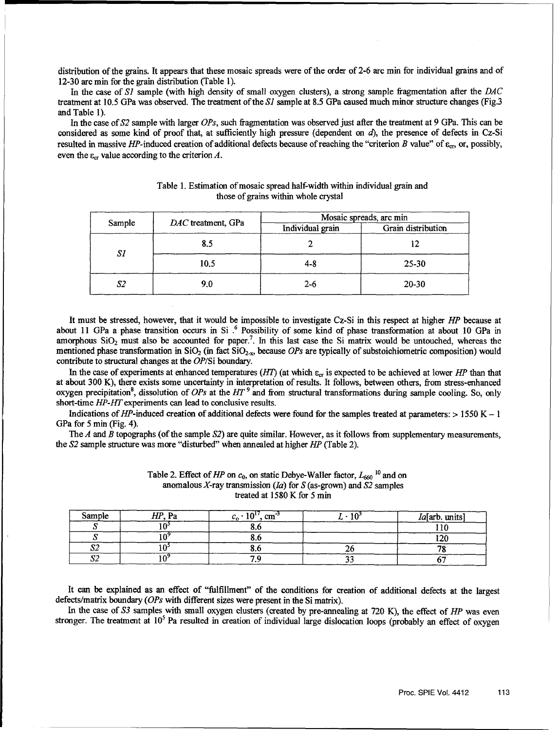distribution of the grains. It appears that these mosaic spreads were of the order of 2-6 arc min for individual grains and of 12-30 arc min for the grain distribution (Table 1).

In the case of *S1* sample (with high density of small oxygen clusters), a strong sample fragmentation after the *DAC* treatment at 10.5 GPa was observed. The treatment of the *S1* sample at 8.5 GPa caused much minor structure changes (Fig.3 and Table 1).

In the case of *S2* sample with larger *OPs*, such fragmentation was observed just after the treatment at 9 GPa. This can be considered as some kind of proof that, at sufficiently high pressure (dependent on *d*), the presence of defects in Cz-Si resulted in massive *HP*-induced creation of additional defects because of reaching the "criterion *B* value" of $\varepsilon_{cr}$, or, possibly, even the $\varepsilon_{cr}$ value according to the criterion *A*.

Table 1. Estimation of mosaic spread half-width within individual grain and those of grains within whole crystal

| Sample | *DAC* treatment, GPa | Mosaic spreads, arc min | |
|---|---|---|---|
| | | Individual grain | Grain distribution |
| *S1* | 8.5 | 2 | 12 |
| | 10.5 | 4-8 | 25-30 |
| *S2* | 9.0 | 2-6 | 20-30 |

It must be stressed, however, that it would be impossible to investigate Cz-Si in this respect at higher *HP* because at about 11 GPa a phase transition occurs in Si .[6] Possibility of some kind of phase transformation at about 10 GPa in amorphous $SiO_2$ must also be accounted for paper.[7]. In this last case the Si matrix would be untouched, whereas the mentioned phase transformation in $SiO_2$ (in fact $SiO_{2-x}$, because *OPs* are typically of substoichiometric composition) would contribute to structural changes at the *OP*/Si boundary.

In the case of experiments at enhanced temperatures (*HT*) (at which $\varepsilon_{cr}$ is expected to be achieved at lower *HP* than that at about 300 K), there exists some uncertainty in interpretation of results. It follows, between others, from stress-enhanced oxygen precipitation[8], dissolution of *OPs* at the *HT* [9] and from structural transformations during sample cooling. So, only short-time *HP-HT* experiments can lead to conclusive results.

Indications of *HP*-induced creation of additional defects were found for the samples treated at parameters: > 1550 K – 1 GPa for 5 min (Fig. 4).

The *A* and *B* topographs (of the sample *S2*) are quite similar. However, as it follows from supplementary measurements, the *S2* sample structure was more "disturbed" when annealed at higher *HP* (Table 2).

Table 2. Effect of *HP* on $c_0$, on static Debye-Waller factor, $L_{660}$ [10] and on anomalous *X*-ray transmission (*Ia*) for *S* (as-grown) and *S2* samples treated at 1580 K for 5 min

| Sample | *HP*, Pa | $c_0 \cdot 10^{17}$, cm$^{-3}$ | $L \cdot 10^3$ | *Ia*[arb. units] |
|---|---|---|---|---|
| *S* | $10^5$ | 8.6 | | 110 |
| *S* | $10^9$ | 8.6 | | 120 |
| *S2* | $10^5$ | 8.6 | 26 | 78 |
| *S2* | $10^9$ | 7.9 | 33 | 67 |

It can be explained as an effect of "fulfillment" of the conditions for creation of additional defects at the largest defects/matrix boundary (*OPs* with different sizes were present in the Si matrix).

In the case of *S3* samples with small oxygen clusters (created by pre-annealing at 720 K), the effect of *HP* was even stronger. The treatment at $10^5$ Pa resulted in creation of individual large dislocation loops (probably an effect of oxygen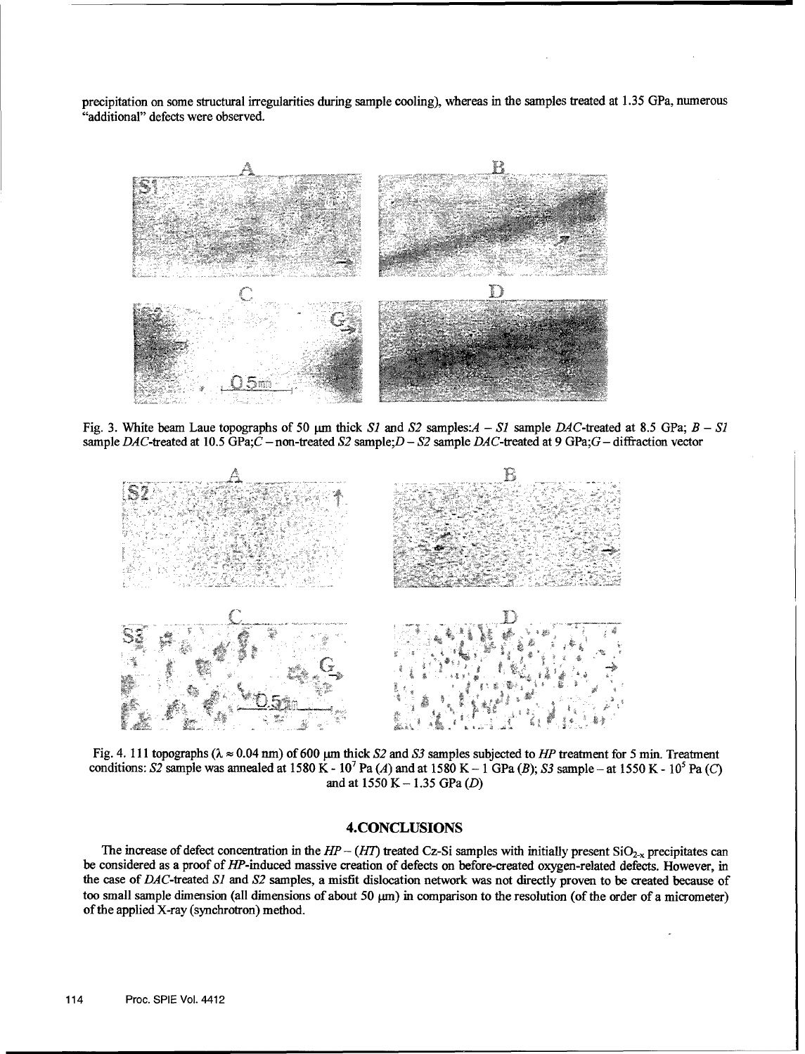precipitation on some structural irregularities during sample cooling), whereas in the samples treated at 1.35 GPa, numerous "additional" defects were observed.

Fig. 3. White beam Laue topographs of 50 μm thick *S1* and *S2* samples: *A* – *S1* sample *DAC*-treated at 8.5 GPa; *B* – *S1* sample *DAC*-treated at 10.5 GPa; *C* – non-treated *S2* sample; *D* – *S2* sample *DAC*-treated at 9 GPa; *G* – diffraction vector

Fig. 4. 111 topographs ($\lambda \approx 0.04$ nm) of 600 μm thick *S2* and *S3* samples subjected to *HP* treatment for 5 min. Treatment conditions: *S2* sample was annealed at 1580 K - $10^7$ Pa (*A*) and at 1580 K – 1 GPa (*B*); *S3* sample – at 1550 K - $10^5$ Pa (*C*) and at 1550 K – 1.35 GPa (*D*)

## 4. CONCLUSIONS

The increase of defect concentration in the *HP* – (*HT*) treated Cz-Si samples with initially present $SiO_{2-x}$ precipitates can be considered as a proof of *HP*-induced massive creation of defects on before-created oxygen-related defects. However, in the case of *DAC*-treated *S1* and *S2* samples, a misfit dislocation network was not directly proven to be created because of too small sample dimension (all dimensions of about 50 μm) in comparison to the resolution (of the order of a micrometer) of the applied X-ray (synchrotron) method.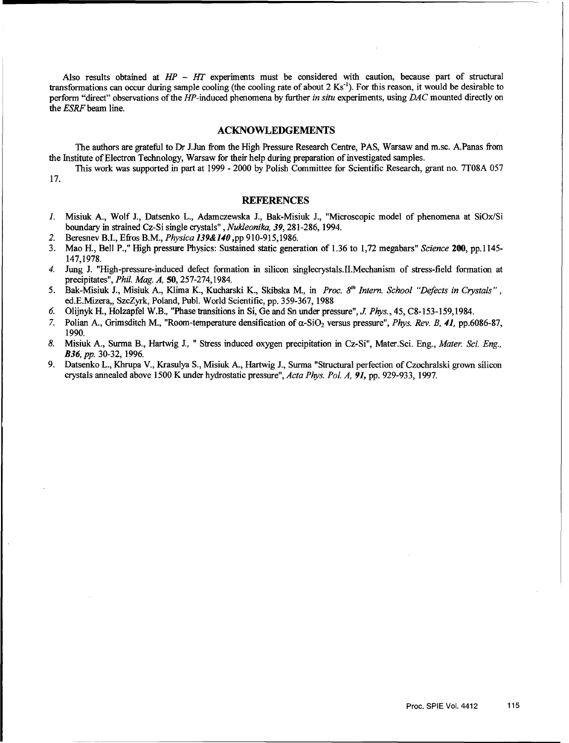Also results obtained at *HP – HT* experiments must be considered with caution, because part of structural transformations can occur during sample cooling (the cooling rate of about 2 $Ks^{-1}$). For this reason, it would be desirable to perform "direct" observations of the *HP*-induced phenomena by further *in situ* experiments, using *DAC* mounted directly on the *ESRF* beam line.

## ACKNOWLEDGEMENTS

The authors are grateful to Dr J.Jun from the High Pressure Research Centre, PAS, Warsaw and m.sc. A.Panas from the Institute of Electron Technology, Warsaw for their help during preparation of investigated samples.

This work was supported in part at 1999 - 2000 by Polish Committee for Scientific Research, grant no. 7T08A 057 17.

## REFERENCES

1. Misiuk A., Wolf J., Datsenko L., Adamczewska J., Bak-Misiuk J., "Microscopic model of phenomena at SiOx/Si boundary in strained Cz-Si single crystals", *Nukleonika, 39*, 281-286, 1994.
2. Beresnev B.I., Efros B.M., *Physica 139&140*, pp 910-915, 1986.
3. Mao H., Bell P.," High pressure Physics: Sustained static generation of 1.36 to 1,72 megabars" *Science* **200**, pp.1145-147,1978.
4. Jung J. "High-pressure-induced defect formation in silicon singlecrystals.II.Mechanism of stress-field formation at precipitates", *Phil. Mag. A,* **50**, 257-274,1984.
5. Bak-Misiuk J., Misiuk A., Klima K., Kucharski K., Skibska M., in *Proc. 8th Intern. School "Defects in Crystals"*, ed.E.Mizera,, SzcZyrk, Poland, Publ. World Scientific, pp. 359-367, 1988
6. Olijnyk H., Holzapfel W.B., "Phase transitions in Si, Ge and Sn under pressure", *J. Phys.*, 45, C8-153-159,1984.
7. Polian A., Grimsditch M., "Room-temperature densification of $\alpha$-$SiO_2$ versus pressure", *Phys. Rev. B, 41,* pp.6086-87, 1990.
8. Misiuk A., Surma B., Hartwig J., " Stress induced oxygen precipitation in Cz-Si", Mater.Sci. Eng., *Mater. Sci. Eng., B36, pp.* 30-32, 1996.
9. Datsenko L., Khrupa V., Krasulya S., Misiuk A., Hartwig J., Surma "Structural perfection of Czochralski grown silicon crystals annealed above 1500 K under hydrostatic pressure", *Acta Phys. Pol. A, 91,* pp. 929-933, 1997.